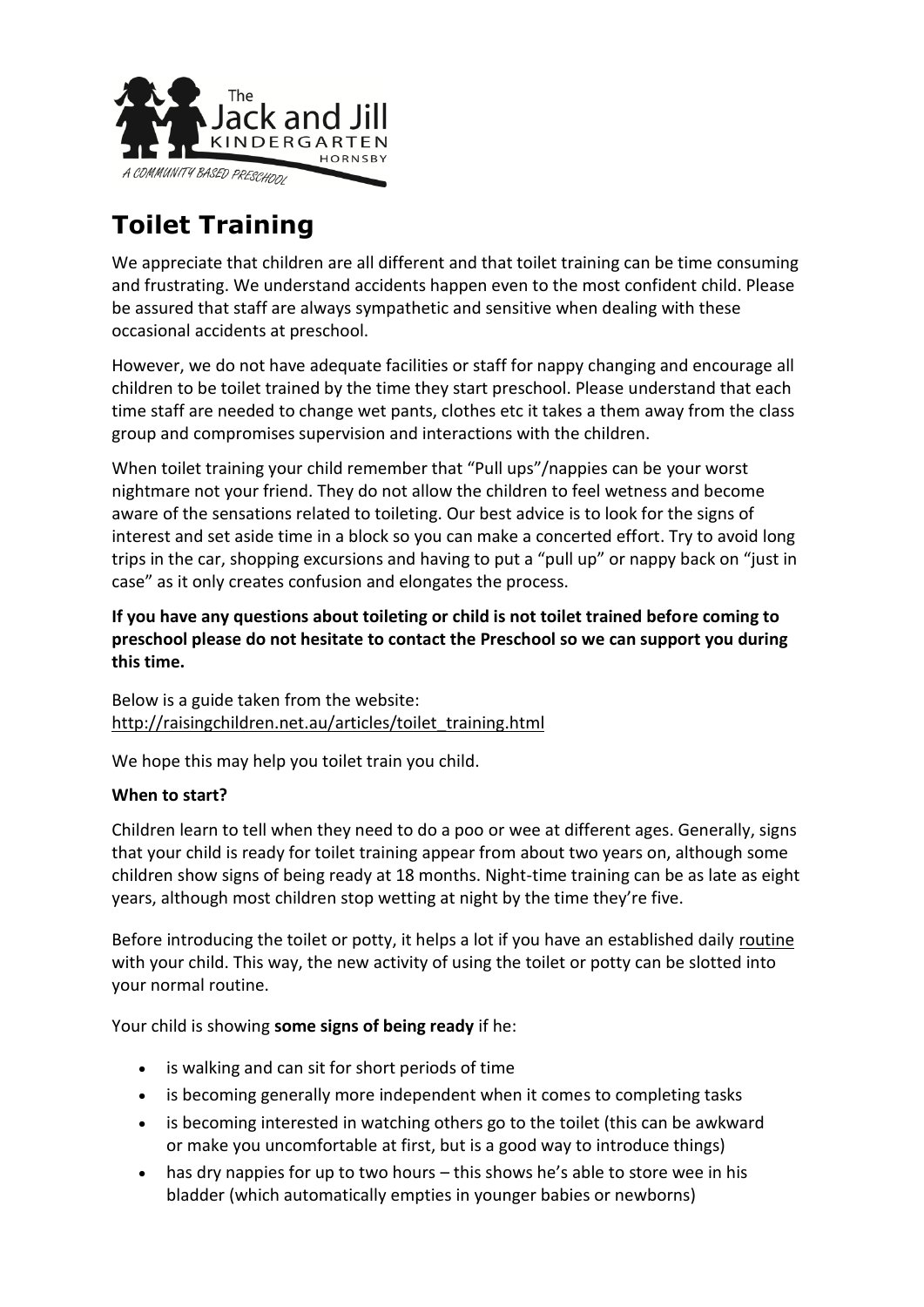# Toilet Training

We appreciate that children are all different and that toilet training can be time consuming and frustrating. We understand accidents happen even to the most confident child. Please be assured that staff are always sympathetic and sensitive when dealing with these occasional accidents at preschool.

However, we do not have adequate facilities or staff for nappy changing and encourage all children to be toilet trained by the time they start preschool. Please understand that each time staff are needed to change wet pants, clothes etc it takes a them away from the class group and compromises supervision and interactions with the children.

When toilet training your child remember that "Pull ups"/nappies can be your worst nightmare not your friend. They do not allow the children to feel wetness and become aware of the sensations related to toileting. Our best advice is to look for the signs of interest and set aside time in a block so you can make a concerted effort. Try to avoid long trips in the car, shopping excursions and having to put a "pull up" or nappy back on "just in case" as it only creates confusion and elongates the process.

**If you have any questions about toileting or child is not toilet trained before coming to preschool please do not hesitate to contact the Preschool so we can support you during this time.**

Below is a guide taken from the website: http://raisingchildren.net.au/articles/toilet_training.html

We hope this may help you toilet train you child.

**When to start?**

Children learn to tell when they need to do a poo or wee at different ages. Generally, signs that your child is ready for toilet training appear from about two years on, although some children show signs of being ready at 18 months. Night-time training can be as late as eight years, although most children stop wetting at night by the time they're five.

Before introducing the toilet or potty, it helps a lot if you have an established daily routine with your child. This way, the new activity of using the toilet or potty can be slotted into your normal routine.

Your child is showing **some signs of being ready** if he:

- is walking and can sit for short periods of time
- is becoming generally more independent when it comes to completing tasks
- is becoming interested in watching others go to the toilet (this can be awkward or make you uncomfortable at first, but is a good way to introduce things)
- has dry nappies for up to two hours – this shows he's able to store wee in his bladder (which automatically empties in younger babies or newborns)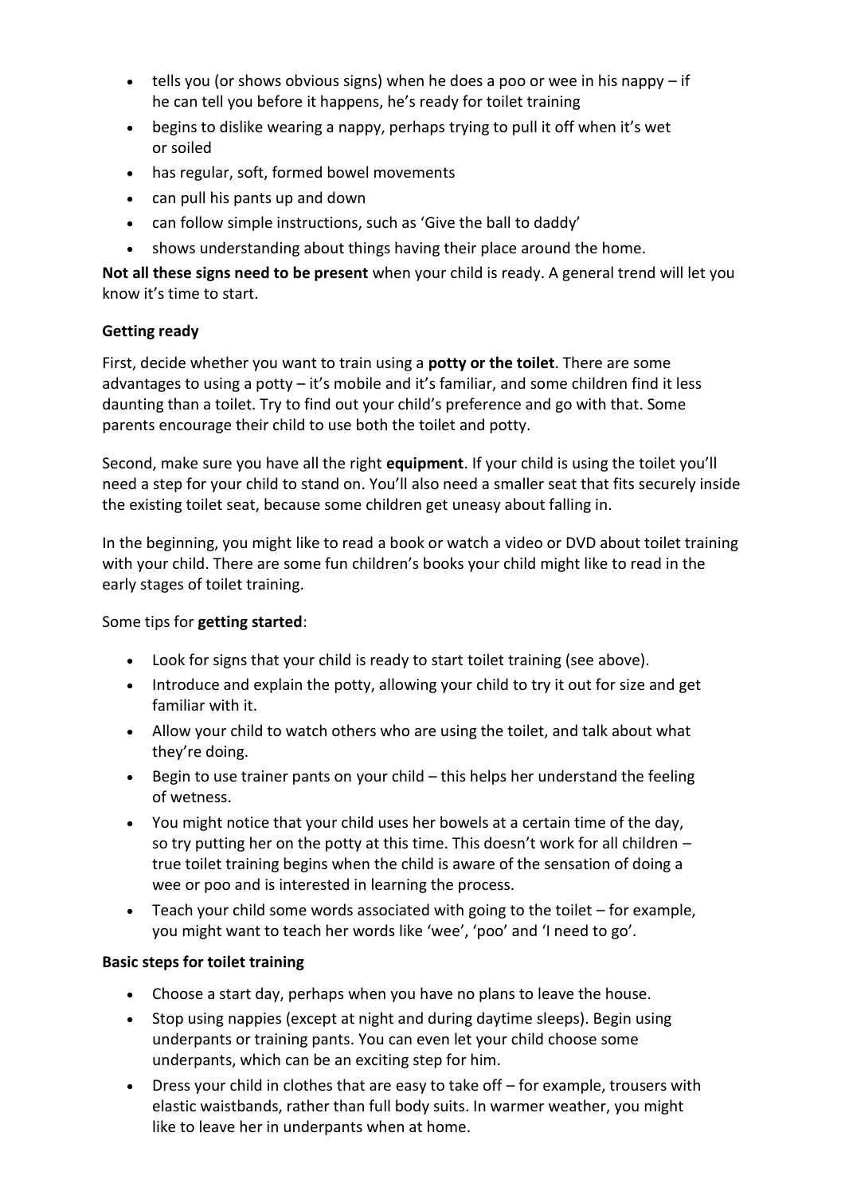- tells you (or shows obvious signs) when he does a poo or wee in his nappy – if he can tell you before it happens, he's ready for toilet training
- begins to dislike wearing a nappy, perhaps trying to pull it off when it's wet or soiled
- has regular, soft, formed bowel movements
- can pull his pants up and down
- can follow simple instructions, such as 'Give the ball to daddy'
- shows understanding about things having their place around the home.

**Not all these signs need to be present** when your child is ready. A general trend will let you know it's time to start.

**Getting ready**

First, decide whether you want to train using a **potty or the toilet**. There are some advantages to using a potty – it's mobile and it's familiar, and some children find it less daunting than a toilet. Try to find out your child's preference and go with that. Some parents encourage their child to use both the toilet and potty.

Second, make sure you have all the right **equipment**. If your child is using the toilet you'll need a step for your child to stand on. You'll also need a smaller seat that fits securely inside the existing toilet seat, because some children get uneasy about falling in.

In the beginning, you might like to read a book or watch a video or DVD about toilet training with your child. There are some fun children's books your child might like to read in the early stages of toilet training.

Some tips for **getting started**:

- Look for signs that your child is ready to start toilet training (see above).
- Introduce and explain the potty, allowing your child to try it out for size and get familiar with it.
- Allow your child to watch others who are using the toilet, and talk about what they're doing.
- Begin to use trainer pants on your child – this helps her understand the feeling of wetness.
- You might notice that your child uses her bowels at a certain time of the day, so try putting her on the potty at this time. This doesn't work for all children – true toilet training begins when the child is aware of the sensation of doing a wee or poo and is interested in learning the process.
- Teach your child some words associated with going to the toilet – for example, you might want to teach her words like 'wee', 'poo' and 'I need to go'.

**Basic steps for toilet training**

- Choose a start day, perhaps when you have no plans to leave the house.
- Stop using nappies (except at night and during daytime sleeps). Begin using underpants or training pants. You can even let your child choose some underpants, which can be an exciting step for him.
- Dress your child in clothes that are easy to take off – for example, trousers with elastic waistbands, rather than full body suits. In warmer weather, you might like to leave her in underpants when at home.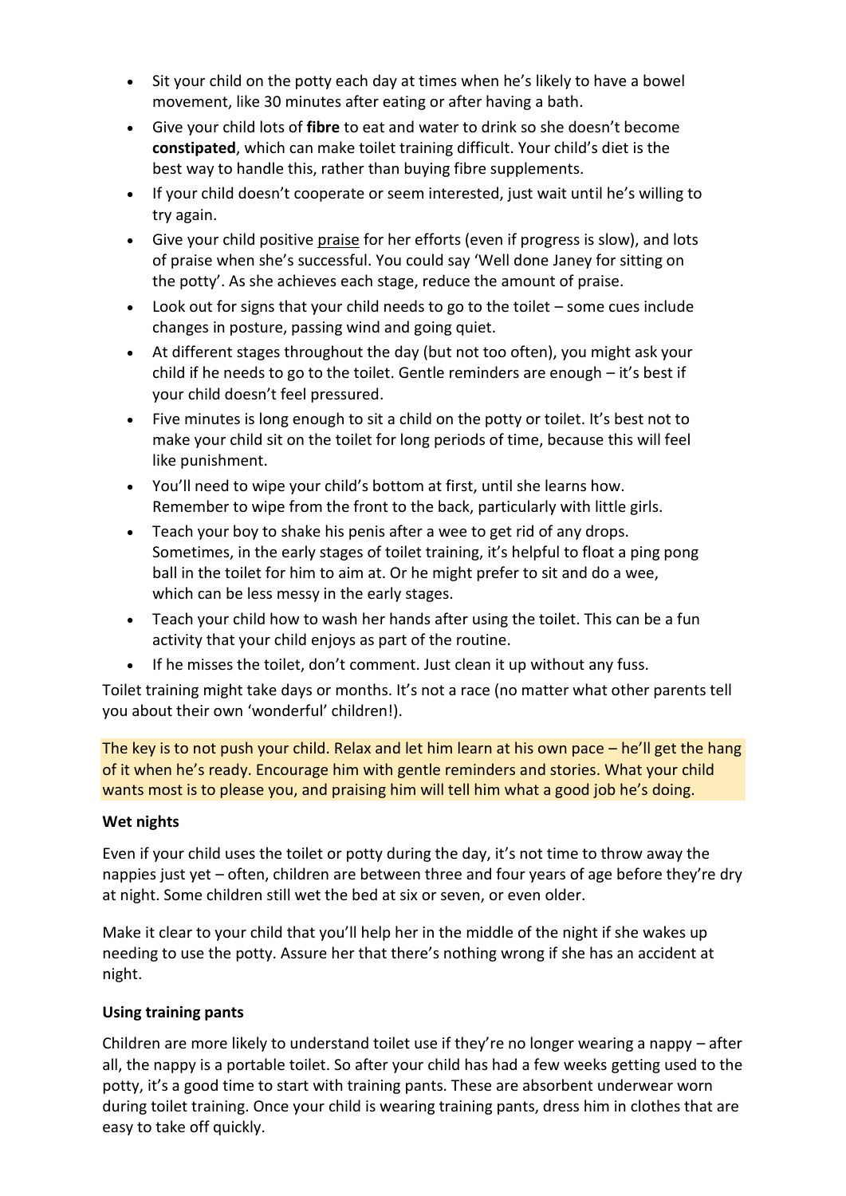- Sit your child on the potty each day at times when he's likely to have a bowel movement, like 30 minutes after eating or after having a bath.
- Give your child lots of **fibre** to eat and water to drink so she doesn't become **constipated**, which can make toilet training difficult. Your child's diet is the best way to handle this, rather than buying fibre supplements.
- If your child doesn't cooperate or seem interested, just wait until he's willing to try again.
- Give your child positive praise for her efforts (even if progress is slow), and lots of praise when she's successful. You could say 'Well done Janey for sitting on the potty'. As she achieves each stage, reduce the amount of praise.
- Look out for signs that your child needs to go to the toilet – some cues include changes in posture, passing wind and going quiet.
- At different stages throughout the day (but not too often), you might ask your child if he needs to go to the toilet. Gentle reminders are enough – it's best if your child doesn't feel pressured.
- Five minutes is long enough to sit a child on the potty or toilet. It's best not to make your child sit on the toilet for long periods of time, because this will feel like punishment.
- You'll need to wipe your child's bottom at first, until she learns how. Remember to wipe from the front to the back, particularly with little girls.
- Teach your boy to shake his penis after a wee to get rid of any drops. Sometimes, in the early stages of toilet training, it's helpful to float a ping pong ball in the toilet for him to aim at. Or he might prefer to sit and do a wee, which can be less messy in the early stages.
- Teach your child how to wash her hands after using the toilet. This can be a fun activity that your child enjoys as part of the routine.
- If he misses the toilet, don't comment. Just clean it up without any fuss.

Toilet training might take days or months. It's not a race (no matter what other parents tell you about their own 'wonderful' children!).

The key is to not push your child. Relax and let him learn at his own pace – he'll get the hang of it when he's ready. Encourage him with gentle reminders and stories. What your child wants most is to please you, and praising him will tell him what a good job he's doing.

**Wet nights**

Even if your child uses the toilet or potty during the day, it's not time to throw away the nappies just yet – often, children are between three and four years of age before they're dry at night. Some children still wet the bed at six or seven, or even older.

Make it clear to your child that you'll help her in the middle of the night if she wakes up needing to use the potty. Assure her that there's nothing wrong if she has an accident at night.

**Using training pants**

Children are more likely to understand toilet use if they're no longer wearing a nappy – after all, the nappy is a portable toilet. So after your child has had a few weeks getting used to the potty, it's a good time to start with training pants. These are absorbent underwear worn during toilet training. Once your child is wearing training pants, dress him in clothes that are easy to take off quickly.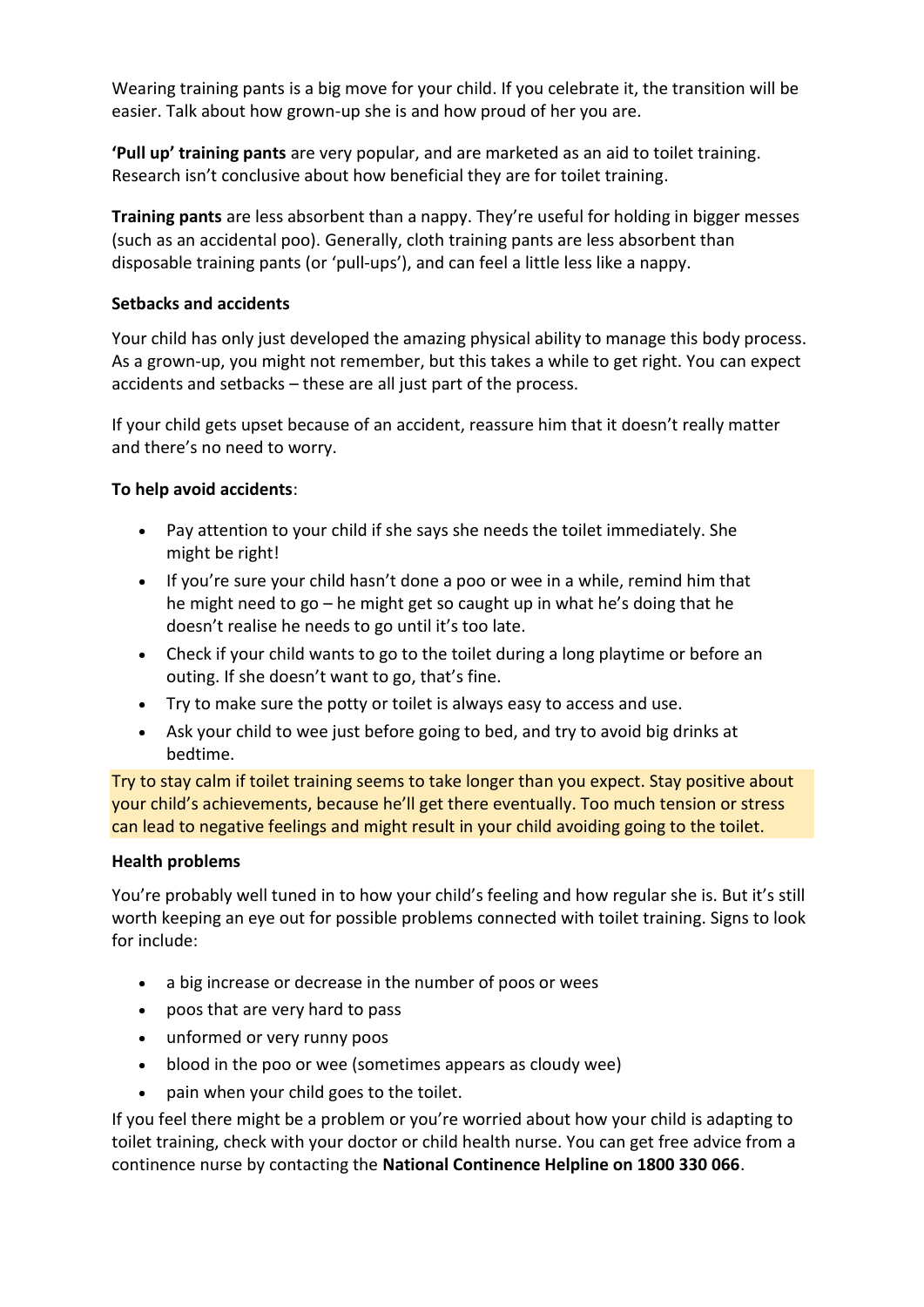Wearing training pants is a big move for your child. If you celebrate it, the transition will be easier. Talk about how grown-up she is and how proud of her you are.

**'Pull up' training pants** are very popular, and are marketed as an aid to toilet training. Research isn't conclusive about how beneficial they are for toilet training.

**Training pants** are less absorbent than a nappy. They're useful for holding in bigger messes (such as an accidental poo). Generally, cloth training pants are less absorbent than disposable training pants (or 'pull-ups'), and can feel a little less like a nappy.

**Setbacks and accidents**

Your child has only just developed the amazing physical ability to manage this body process. As a grown-up, you might not remember, but this takes a while to get right. You can expect accidents and setbacks – these are all just part of the process.

If your child gets upset because of an accident, reassure him that it doesn't really matter and there's no need to worry.

**To help avoid accidents**:

- Pay attention to your child if she says she needs the toilet immediately. She might be right!
- If you're sure your child hasn't done a poo or wee in a while, remind him that he might need to go – he might get so caught up in what he's doing that he doesn't realise he needs to go until it's too late.
- Check if your child wants to go to the toilet during a long playtime or before an outing. If she doesn't want to go, that's fine.
- Try to make sure the potty or toilet is always easy to access and use.
- Ask your child to wee just before going to bed, and try to avoid big drinks at bedtime.

Try to stay calm if toilet training seems to take longer than you expect. Stay positive about your child's achievements, because he'll get there eventually. Too much tension or stress can lead to negative feelings and might result in your child avoiding going to the toilet.

**Health problems**

You're probably well tuned in to how your child's feeling and how regular she is. But it's still worth keeping an eye out for possible problems connected with toilet training. Signs to look for include:

- a big increase or decrease in the number of poos or wees
- poos that are very hard to pass
- unformed or very runny poos
- blood in the poo or wee (sometimes appears as cloudy wee)
- pain when your child goes to the toilet.

If you feel there might be a problem or you're worried about how your child is adapting to toilet training, check with your doctor or child health nurse. You can get free advice from a continence nurse by contacting the **National Continence Helpline on 1800 330 066**.